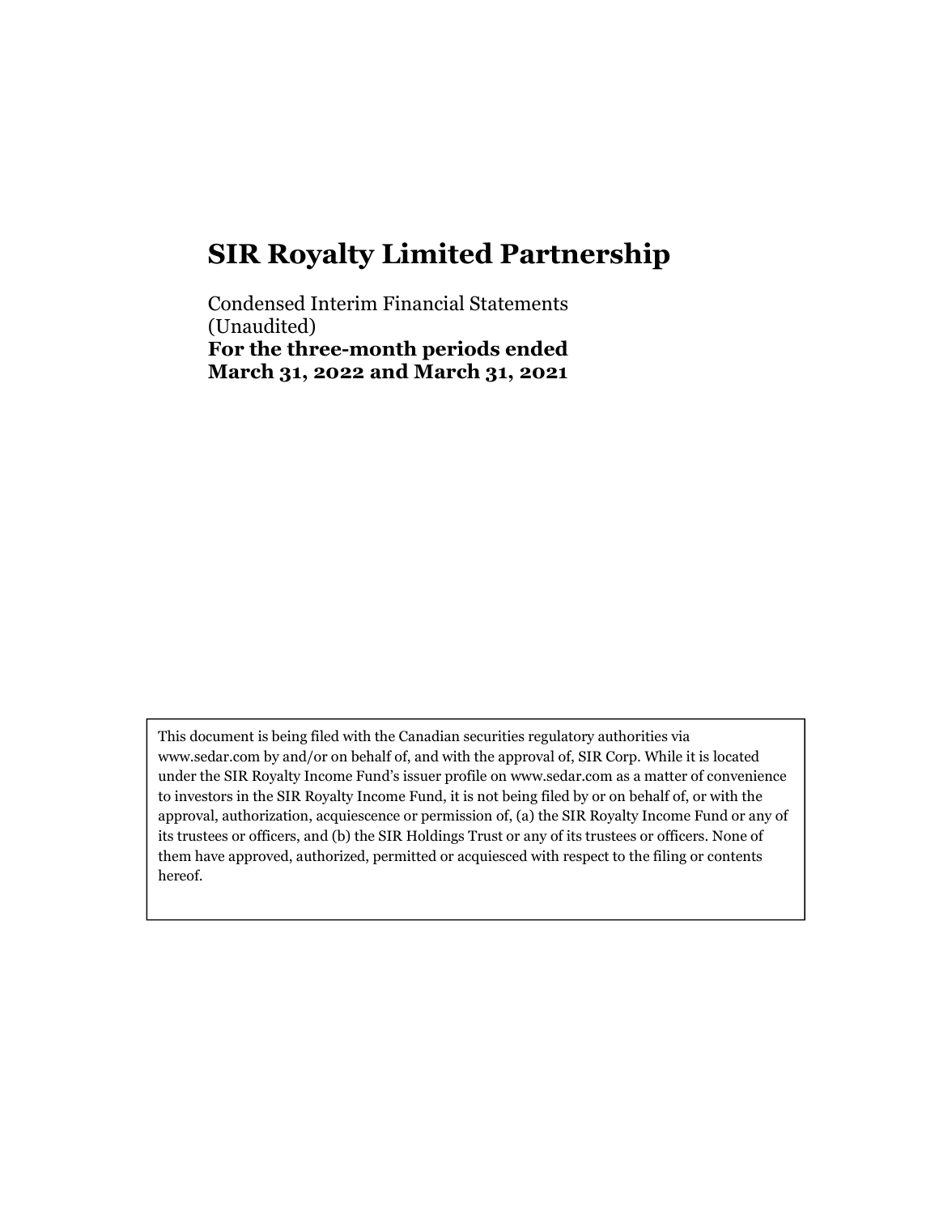# SIR Royalty Limited Partnership

Condensed Interim Financial Statements
(Unaudited)
**For the three-month periods ended**
**March 31, 2022 and March 31, 2021**

This document is being filed with the Canadian securities regulatory authorities via www.sedar.com by and/or on behalf of, and with the approval of, SIR Corp. While it is located under the SIR Royalty Income Fund's issuer profile on www.sedar.com as a matter of convenience to investors in the SIR Royalty Income Fund, it is not being filed by or on behalf of, or with the approval, authorization, acquiescence or permission of, (a) the SIR Royalty Income Fund or any of its trustees or officers, and (b) the SIR Holdings Trust or any of its trustees or officers. None of them have approved, authorized, permitted or acquiesced with respect to the filing or contents hereof.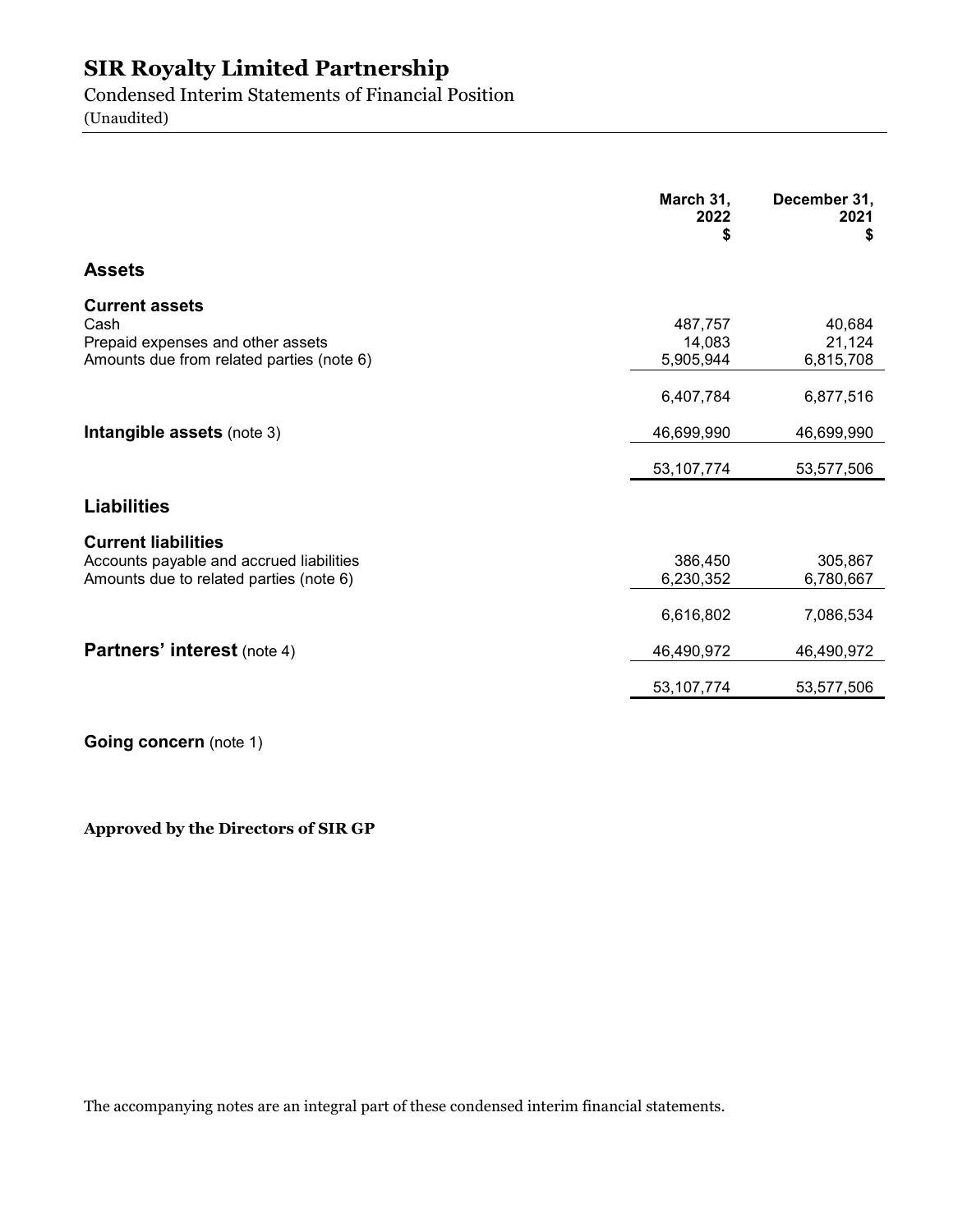# SIR Royalty Limited Partnership

Condensed Interim Statements of Financial Position

(Unaudited)

| | March 31, 2022 $ | December 31, 2021 $ |
|---|---|---|
| **Assets** | | |
| **Current assets** | | |
| Cash | 487,757 | 40,684 |
| Prepaid expenses and other assets | 14,083 | 21,124 |
| Amounts due from related parties (note 6) | 5,905,944 | 6,815,708 |
| | 6,407,784 | 6,877,516 |
| **Intangible assets** (note 3) | 46,699,990 | 46,699,990 |
| | 53,107,774 | 53,577,506 |
| **Liabilities** | | |
| **Current liabilities** | | |
| Accounts payable and accrued liabilities | 386,450 | 305,867 |
| Amounts due to related parties (note 6) | 6,230,352 | 6,780,667 |
| | 6,616,802 | 7,086,534 |
| **Partners' interest** (note 4) | 46,490,972 | 46,490,972 |
| | 53,107,774 | 53,577,506 |

**Going concern** (note 1)

**Approved by the Directors of SIR GP**

The accompanying notes are an integral part of these condensed interim financial statements.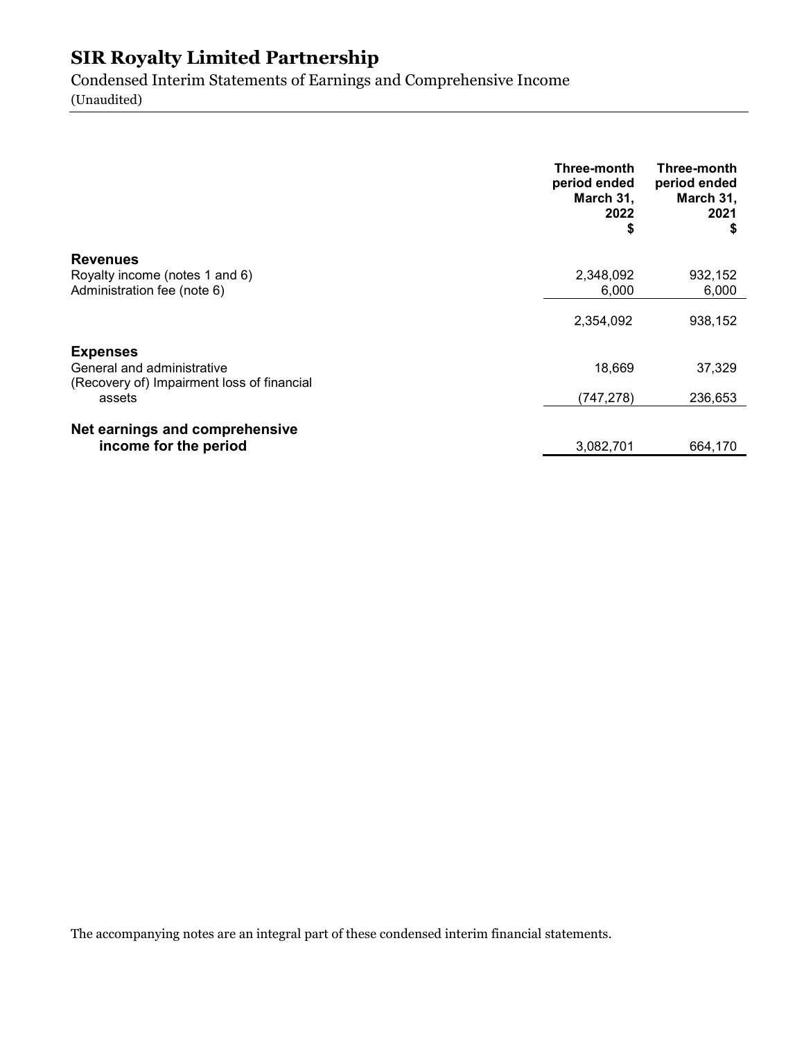# SIR Royalty Limited Partnership

Condensed Interim Statements of Earnings and Comprehensive Income
(Unaudited)

| | Three-month period ended March 31, 2022 $ | Three-month period ended March 31, 2021 $ |
|---|---|---|
| **Revenues** | | |
| Royalty income (notes 1 and 6) | 2,348,092 | 932,152 |
| Administration fee (note 6) | 6,000 | 6,000 |
| | 2,354,092 | 938,152 |
| **Expenses** | | |
| General and administrative | 18,669 | 37,329 |
| (Recovery of) Impairment loss of financial assets | (747,278) | 236,653 |
| **Net earnings and comprehensive income for the period** | 3,082,701 | 664,170 |

The accompanying notes are an integral part of these condensed interim financial statements.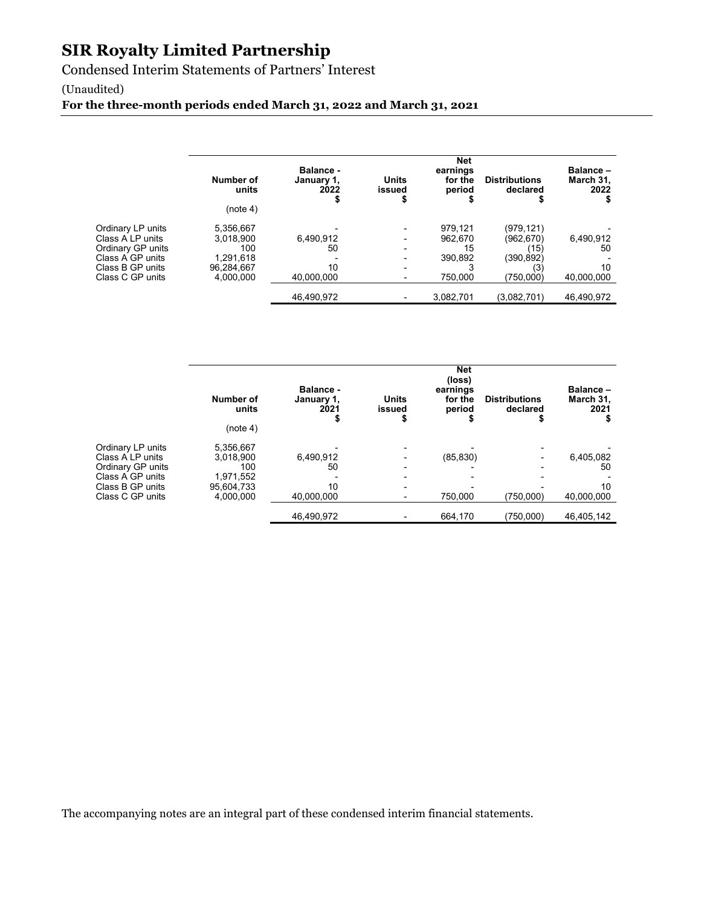# SIR Royalty Limited Partnership

Condensed Interim Statements of Partners' Interest

(Unaudited)

**For the three-month periods ended March 31, 2022 and March 31, 2021**

| | Number of units (note 4) | Balance - January 1, 2022 $ | Units issued $ | Net earnings for the period $ | Distributions declared $ | Balance – March 31, 2022 $ |
|---|---|---|---|---|---|---|
| Ordinary LP units | 5,356,667 | - | - | 979,121 | (979,121) | - |
| Class A LP units | 3,018,900 | 6,490,912 | - | 962,670 | (962,670) | 6,490,912 |
| Ordinary GP units | 100 | 50 | - | 15 | (15) | 50 |
| Class A GP units | 1,291,618 | - | - | 390,892 | (390,892) | - |
| Class B GP units | 96,284,667 | 10 | - | 3 | (3) | 10 |
| Class C GP units | 4,000,000 | 40,000,000 | - | 750,000 | (750,000) | 40,000,000 |
| | | 46,490,972 | - | 3,082,701 | (3,082,701) | 46,490,972 |

| | Number of units (note 4) | Balance - January 1, 2021 $ | Units issued $ | Net (loss) earnings for the period $ | Distributions declared $ | Balance – March 31, 2021 $ |
|---|---|---|---|---|---|---|
| Ordinary LP units | 5,356,667 | - | - | - | - | - |
| Class A LP units | 3,018,900 | 6,490,912 | - | (85,830) | - | 6,405,082 |
| Ordinary GP units | 100 | 50 | - | - | - | 50 |
| Class A GP units | 1,971,552 | - | - | - | - | - |
| Class B GP units | 95,604,733 | 10 | - | - | - | 10 |
| Class C GP units | 4,000,000 | 40,000,000 | - | 750,000 | (750,000) | 40,000,000 |
| | | 46,490,972 | - | 664,170 | (750,000) | 46,405,142 |

The accompanying notes are an integral part of these condensed interim financial statements.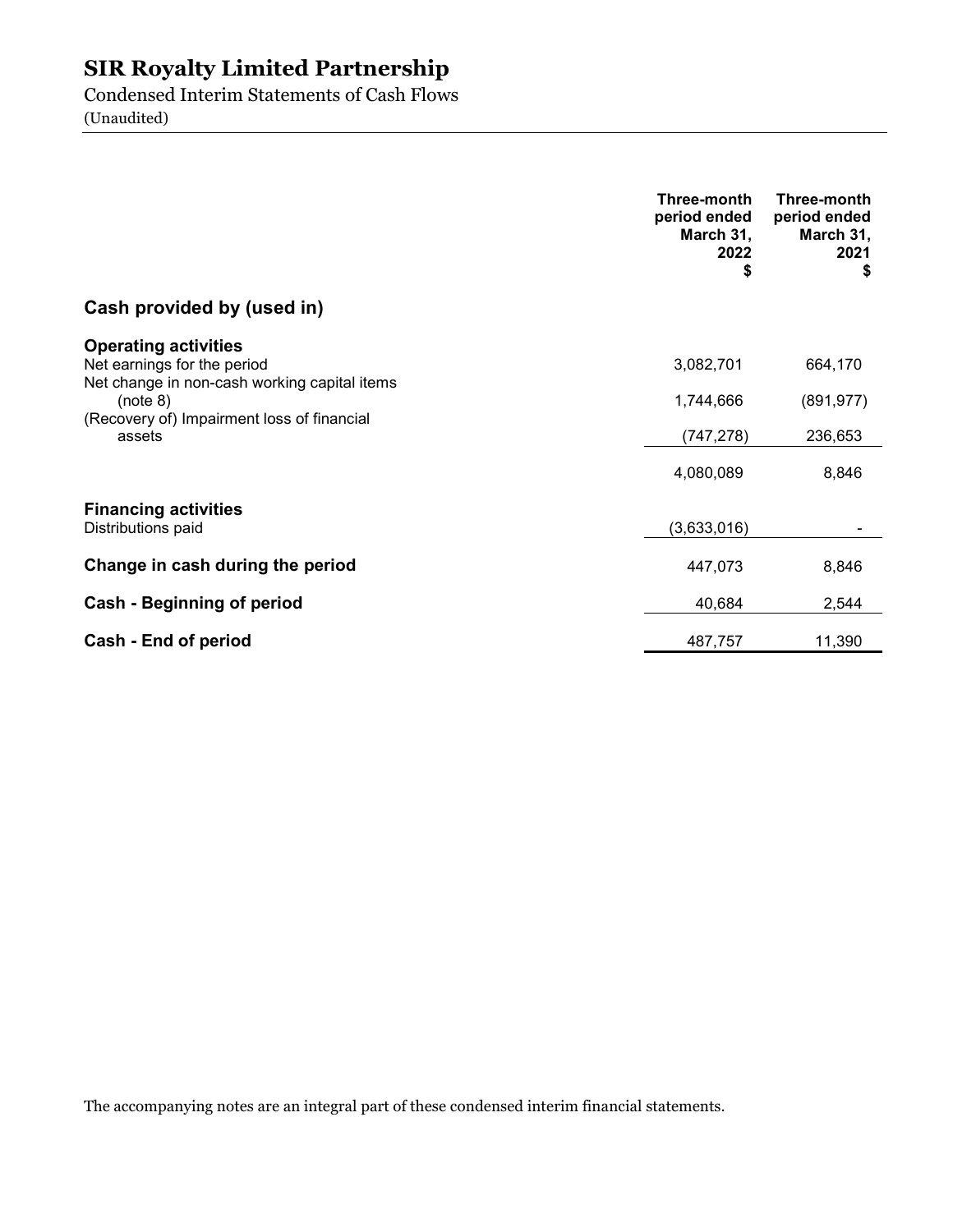# SIR Royalty Limited Partnership

Condensed Interim Statements of Cash Flows
(Unaudited)

| | Three-month period ended March 31, 2022 $ | Three-month period ended March 31, 2021 $ |
|---|---|---|
| **Cash provided by (used in)** | | |
| **Operating activities** | | |
| Net earnings for the period | 3,082,701 | 664,170 |
| Net change in non-cash working capital items (note 8) | 1,744,666 | (891,977) |
| (Recovery of) Impairment loss of financial assets | (747,278) | 236,653 |
| | 4,080,089 | 8,846 |
| **Financing activities** | | |
| Distributions paid | (3,633,016) | - |
| **Change in cash during the period** | 447,073 | 8,846 |
| **Cash - Beginning of period** | 40,684 | 2,544 |
| **Cash - End of period** | 487,757 | 11,390 |

The accompanying notes are an integral part of these condensed interim financial statements.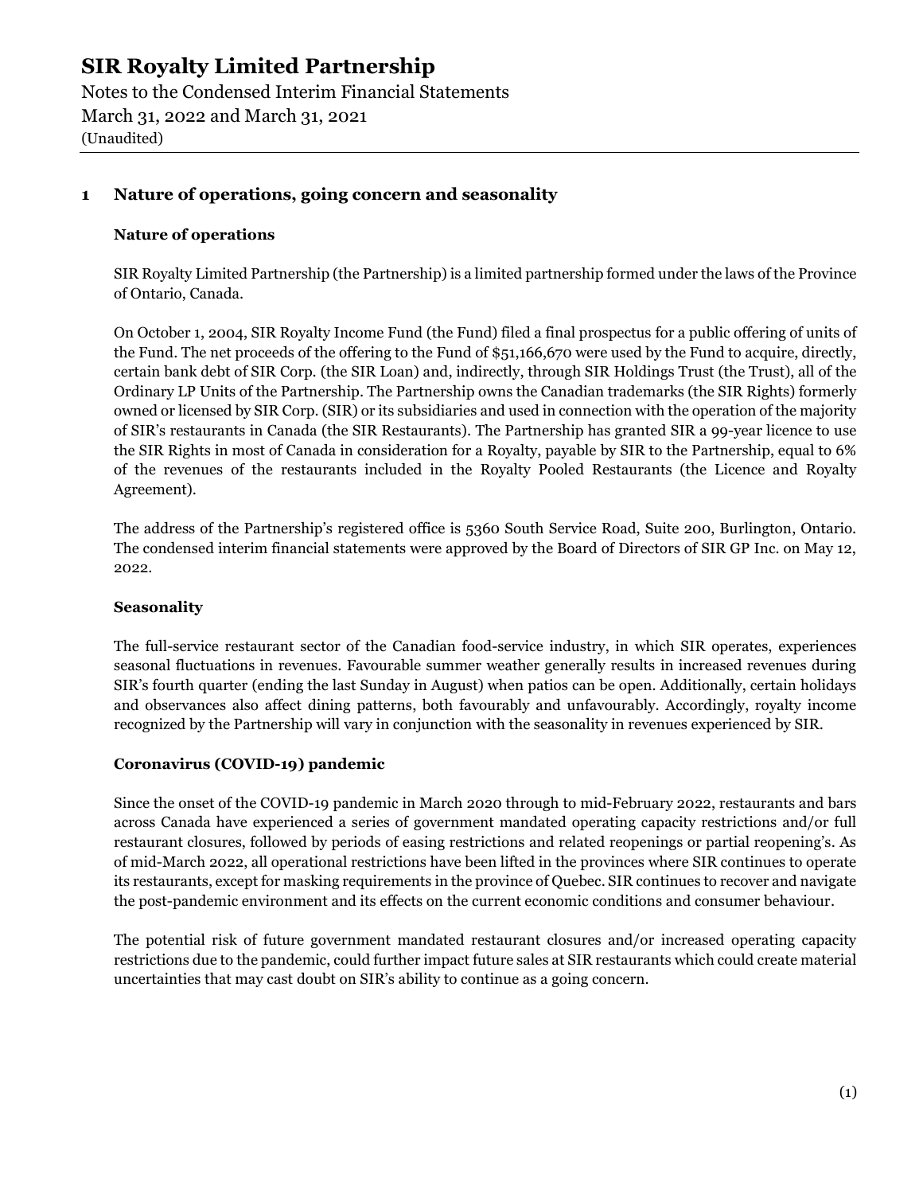# SIR Royalty Limited Partnership

Notes to the Condensed Interim Financial Statements
March 31, 2022 and March 31, 2021
(Unaudited)

## 1 Nature of operations, going concern and seasonality

### Nature of operations

SIR Royalty Limited Partnership (the Partnership) is a limited partnership formed under the laws of the Province of Ontario, Canada.

On October 1, 2004, SIR Royalty Income Fund (the Fund) filed a final prospectus for a public offering of units of the Fund. The net proceeds of the offering to the Fund of $51,166,670 were used by the Fund to acquire, directly, certain bank debt of SIR Corp. (the SIR Loan) and, indirectly, through SIR Holdings Trust (the Trust), all of the Ordinary LP Units of the Partnership. The Partnership owns the Canadian trademarks (the SIR Rights) formerly owned or licensed by SIR Corp. (SIR) or its subsidiaries and used in connection with the operation of the majority of SIR's restaurants in Canada (the SIR Restaurants). The Partnership has granted SIR a 99-year licence to use the SIR Rights in most of Canada in consideration for a Royalty, payable by SIR to the Partnership, equal to 6% of the revenues of the restaurants included in the Royalty Pooled Restaurants (the Licence and Royalty Agreement).

The address of the Partnership's registered office is 5360 South Service Road, Suite 200, Burlington, Ontario. The condensed interim financial statements were approved by the Board of Directors of SIR GP Inc. on May 12, 2022.

### Seasonality

The full-service restaurant sector of the Canadian food-service industry, in which SIR operates, experiences seasonal fluctuations in revenues. Favourable summer weather generally results in increased revenues during SIR's fourth quarter (ending the last Sunday in August) when patios can be open. Additionally, certain holidays and observances also affect dining patterns, both favourably and unfavourably. Accordingly, royalty income recognized by the Partnership will vary in conjunction with the seasonality in revenues experienced by SIR.

### Coronavirus (COVID-19) pandemic

Since the onset of the COVID-19 pandemic in March 2020 through to mid-February 2022, restaurants and bars across Canada have experienced a series of government mandated operating capacity restrictions and/or full restaurant closures, followed by periods of easing restrictions and related reopenings or partial reopening's. As of mid-March 2022, all operational restrictions have been lifted in the provinces where SIR continues to operate its restaurants, except for masking requirements in the province of Quebec. SIR continues to recover and navigate the post-pandemic environment and its effects on the current economic conditions and consumer behaviour.

The potential risk of future government mandated restaurant closures and/or increased operating capacity restrictions due to the pandemic, could further impact future sales at SIR restaurants which could create material uncertainties that may cast doubt on SIR's ability to continue as a going concern.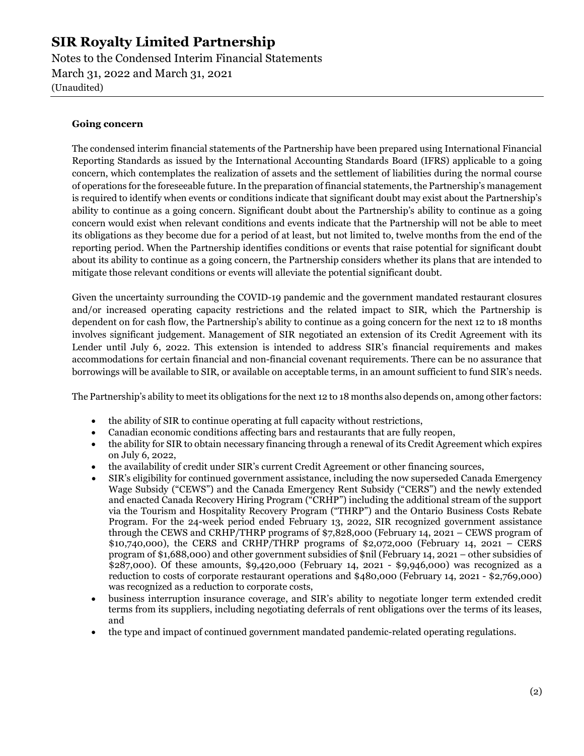**Going concern**

The condensed interim financial statements of the Partnership have been prepared using International Financial Reporting Standards as issued by the International Accounting Standards Board (IFRS) applicable to a going concern, which contemplates the realization of assets and the settlement of liabilities during the normal course of operations for the foreseeable future. In the preparation of financial statements, the Partnership's management is required to identify when events or conditions indicate that significant doubt may exist about the Partnership's ability to continue as a going concern. Significant doubt about the Partnership's ability to continue as a going concern would exist when relevant conditions and events indicate that the Partnership will not be able to meet its obligations as they become due for a period of at least, but not limited to, twelve months from the end of the reporting period. When the Partnership identifies conditions or events that raise potential for significant doubt about its ability to continue as a going concern, the Partnership considers whether its plans that are intended to mitigate those relevant conditions or events will alleviate the potential significant doubt.

Given the uncertainty surrounding the COVID-19 pandemic and the government mandated restaurant closures and/or increased operating capacity restrictions and the related impact to SIR, which the Partnership is dependent on for cash flow, the Partnership's ability to continue as a going concern for the next 12 to 18 months involves significant judgement. Management of SIR negotiated an extension of its Credit Agreement with its Lender until July 6, 2022. This extension is intended to address SIR's financial requirements and makes accommodations for certain financial and non-financial covenant requirements. There can be no assurance that borrowings will be available to SIR, or available on acceptable terms, in an amount sufficient to fund SIR's needs.

The Partnership's ability to meet its obligations for the next 12 to 18 months also depends on, among other factors:

- the ability of SIR to continue operating at full capacity without restrictions,
- Canadian economic conditions affecting bars and restaurants that are fully reopen,
- the ability for SIR to obtain necessary financing through a renewal of its Credit Agreement which expires on July 6, 2022,
- the availability of credit under SIR's current Credit Agreement or other financing sources,
- SIR's eligibility for continued government assistance, including the now superseded Canada Emergency Wage Subsidy ("CEWS") and the Canada Emergency Rent Subsidy ("CERS") and the newly extended and enacted Canada Recovery Hiring Program ("CRHP") including the additional stream of the support via the Tourism and Hospitality Recovery Program ("THRP") and the Ontario Business Costs Rebate Program. For the 24-week period ended February 13, 2022, SIR recognized government assistance through the CEWS and CRHP/THRP programs of $7,828,000 (February 14, 2021 – CEWS program of $10,740,000), the CERS and CRHP/THRP programs of $2,072,000 (February 14, 2021 – CERS program of $1,688,000) and other government subsidies of $nil (February 14, 2021 – other subsidies of $287,000). Of these amounts, $9,420,000 (February 14, 2021 - $9,946,000) was recognized as a reduction to costs of corporate restaurant operations and $480,000 (February 14, 2021 - $2,769,000) was recognized as a reduction to corporate costs,
- business interruption insurance coverage, and SIR's ability to negotiate longer term extended credit terms from its suppliers, including negotiating deferrals of rent obligations over the terms of its leases, and
- the type and impact of continued government mandated pandemic-related operating regulations.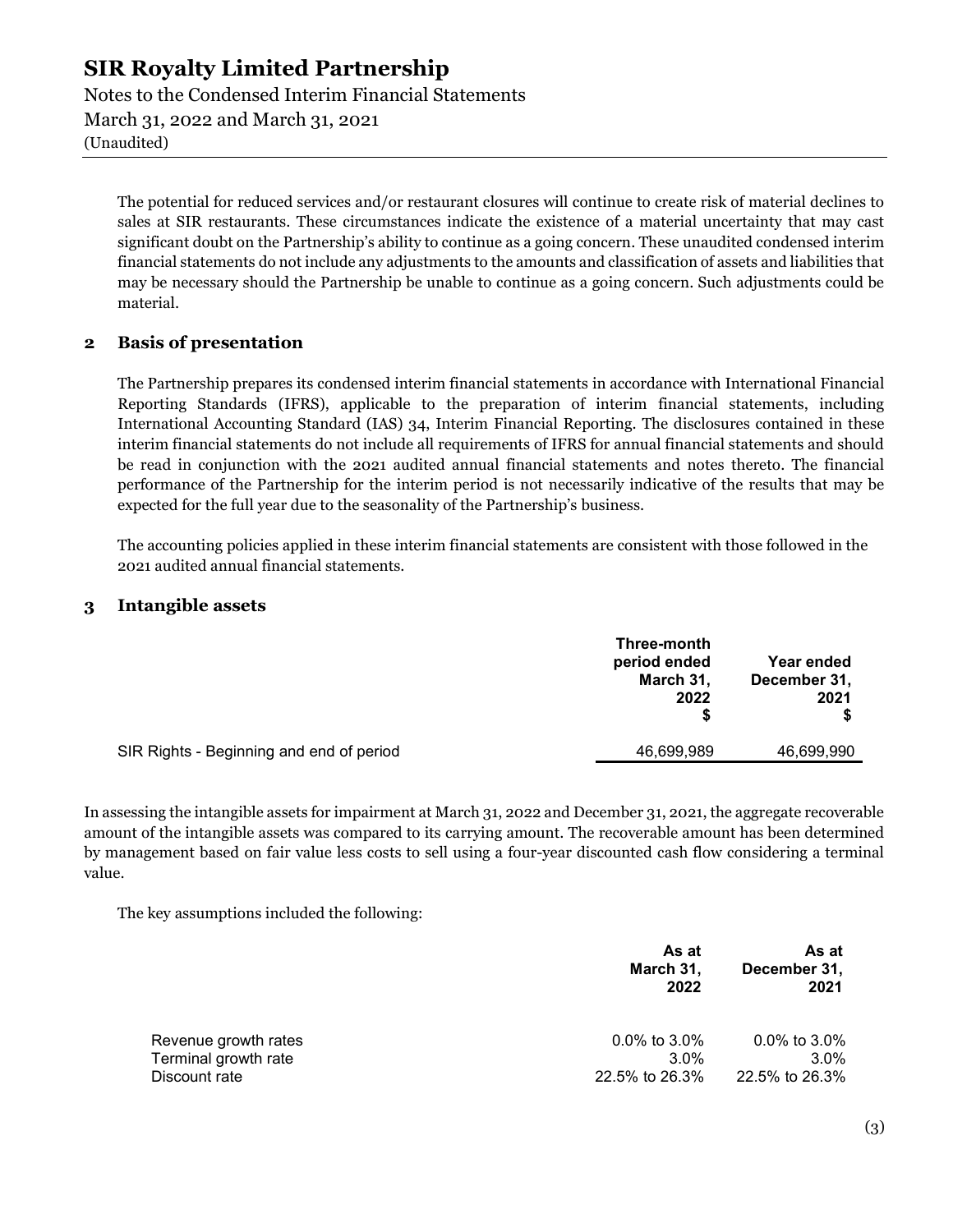The potential for reduced services and/or restaurant closures will continue to create risk of material declines to sales at SIR restaurants. These circumstances indicate the existence of a material uncertainty that may cast significant doubt on the Partnership's ability to continue as a going concern. These unaudited condensed interim financial statements do not include any adjustments to the amounts and classification of assets and liabilities that may be necessary should the Partnership be unable to continue as a going concern. Such adjustments could be material.

## 2 Basis of presentation

The Partnership prepares its condensed interim financial statements in accordance with International Financial Reporting Standards (IFRS), applicable to the preparation of interim financial statements, including International Accounting Standard (IAS) 34, Interim Financial Reporting. The disclosures contained in these interim financial statements do not include all requirements of IFRS for annual financial statements and should be read in conjunction with the 2021 audited annual financial statements and notes thereto. The financial performance of the Partnership for the interim period is not necessarily indicative of the results that may be expected for the full year due to the seasonality of the Partnership's business.

The accounting policies applied in these interim financial statements are consistent with those followed in the 2021 audited annual financial statements.

## 3 Intangible assets

| | Three-month period ended March 31, 2022 $ | Year ended December 31, 2021 $ |
|---|---|---|
| SIR Rights - Beginning and end of period | 46,699,989 | 46,699,990 |

In assessing the intangible assets for impairment at March 31, 2022 and December 31, 2021, the aggregate recoverable amount of the intangible assets was compared to its carrying amount. The recoverable amount has been determined by management based on fair value less costs to sell using a four-year discounted cash flow considering a terminal value.

The key assumptions included the following:

| | As at March 31, 2022 | As at December 31, 2021 |
|---|---|---|
| Revenue growth rates | 0.0% to 3.0% | 0.0% to 3.0% |
| Terminal growth rate | 3.0% | 3.0% |
| Discount rate | 22.5% to 26.3% | 22.5% to 26.3% |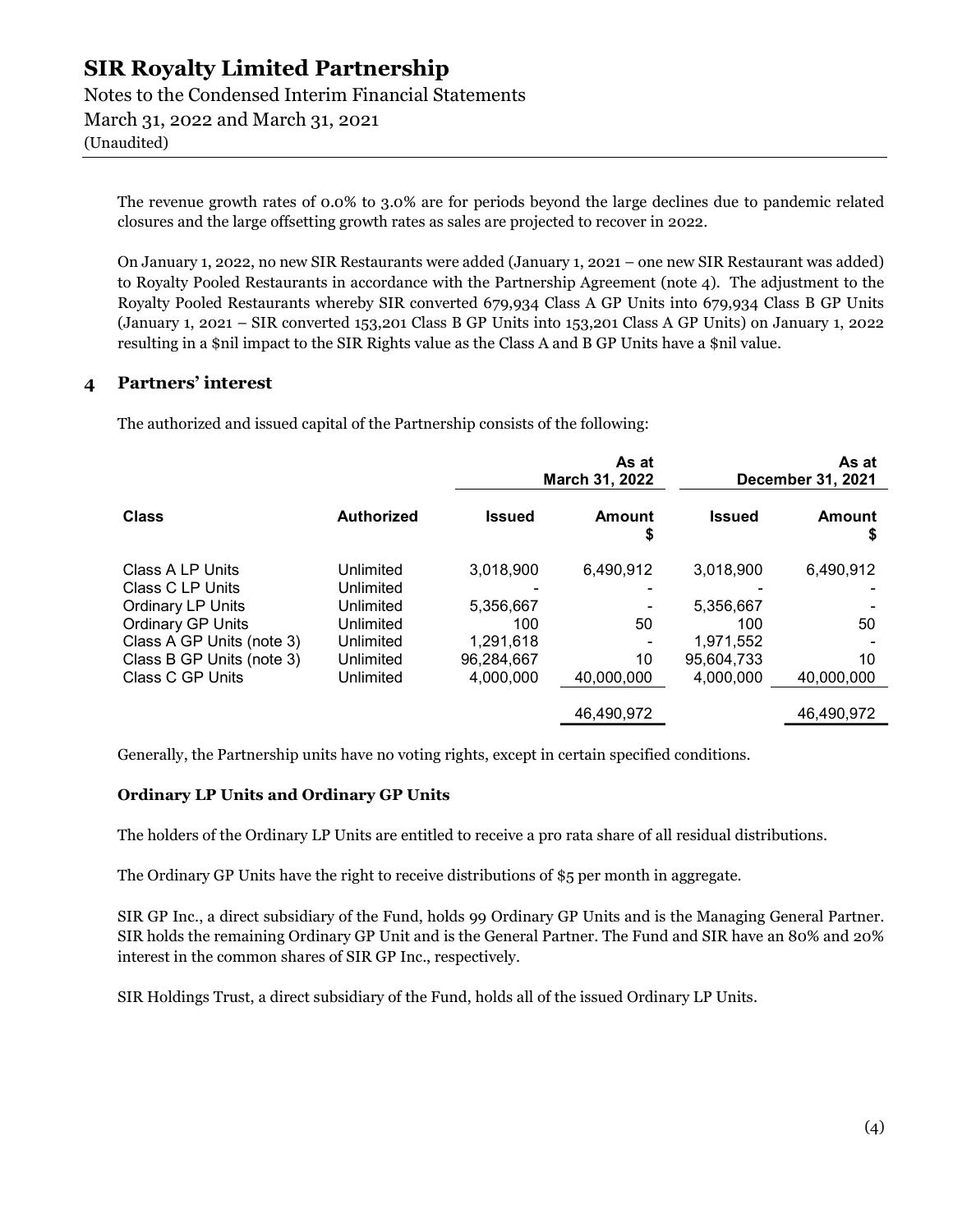The revenue growth rates of 0.0% to 3.0% are for periods beyond the large declines due to pandemic related closures and the large offsetting growth rates as sales are projected to recover in 2022.

On January 1, 2022, no new SIR Restaurants were added (January 1, 2021 – one new SIR Restaurant was added) to Royalty Pooled Restaurants in accordance with the Partnership Agreement (note 4). The adjustment to the Royalty Pooled Restaurants whereby SIR converted 679,934 Class A GP Units into 679,934 Class B GP Units (January 1, 2021 – SIR converted 153,201 Class B GP Units into 153,201 Class A GP Units) on January 1, 2022 resulting in a $nil impact to the SIR Rights value as the Class A and B GP Units have a $nil value.

## 4 Partners' interest

The authorized and issued capital of the Partnership consists of the following:

| | | As at March 31, 2022 | | As at December 31, 2021 | |
|---|---|---|---|---|---|
| **Class** | **Authorized** | **Issued** | **Amount $** | **Issued** | **Amount $** |
| Class A LP Units | Unlimited | 3,018,900 | 6,490,912 | 3,018,900 | 6,490,912 |
| Class C LP Units | Unlimited | - | - | - | - |
| Ordinary LP Units | Unlimited | 5,356,667 | - | 5,356,667 | - |
| Ordinary GP Units | Unlimited | 100 | 50 | 100 | 50 |
| Class A GP Units (note 3) | Unlimited | 1,291,618 | - | 1,971,552 | - |
| Class B GP Units (note 3) | Unlimited | 96,284,667 | 10 | 95,604,733 | 10 |
| Class C GP Units | Unlimited | 4,000,000 | 40,000,000 | 4,000,000 | 40,000,000 |
| | | | 46,490,972 | | 46,490,972 |

Generally, the Partnership units have no voting rights, except in certain specified conditions.

### Ordinary LP Units and Ordinary GP Units

The holders of the Ordinary LP Units are entitled to receive a pro rata share of all residual distributions.

The Ordinary GP Units have the right to receive distributions of $5 per month in aggregate.

SIR GP Inc., a direct subsidiary of the Fund, holds 99 Ordinary GP Units and is the Managing General Partner. SIR holds the remaining Ordinary GP Unit and is the General Partner. The Fund and SIR have an 80% and 20% interest in the common shares of SIR GP Inc., respectively.

SIR Holdings Trust, a direct subsidiary of the Fund, holds all of the issued Ordinary LP Units.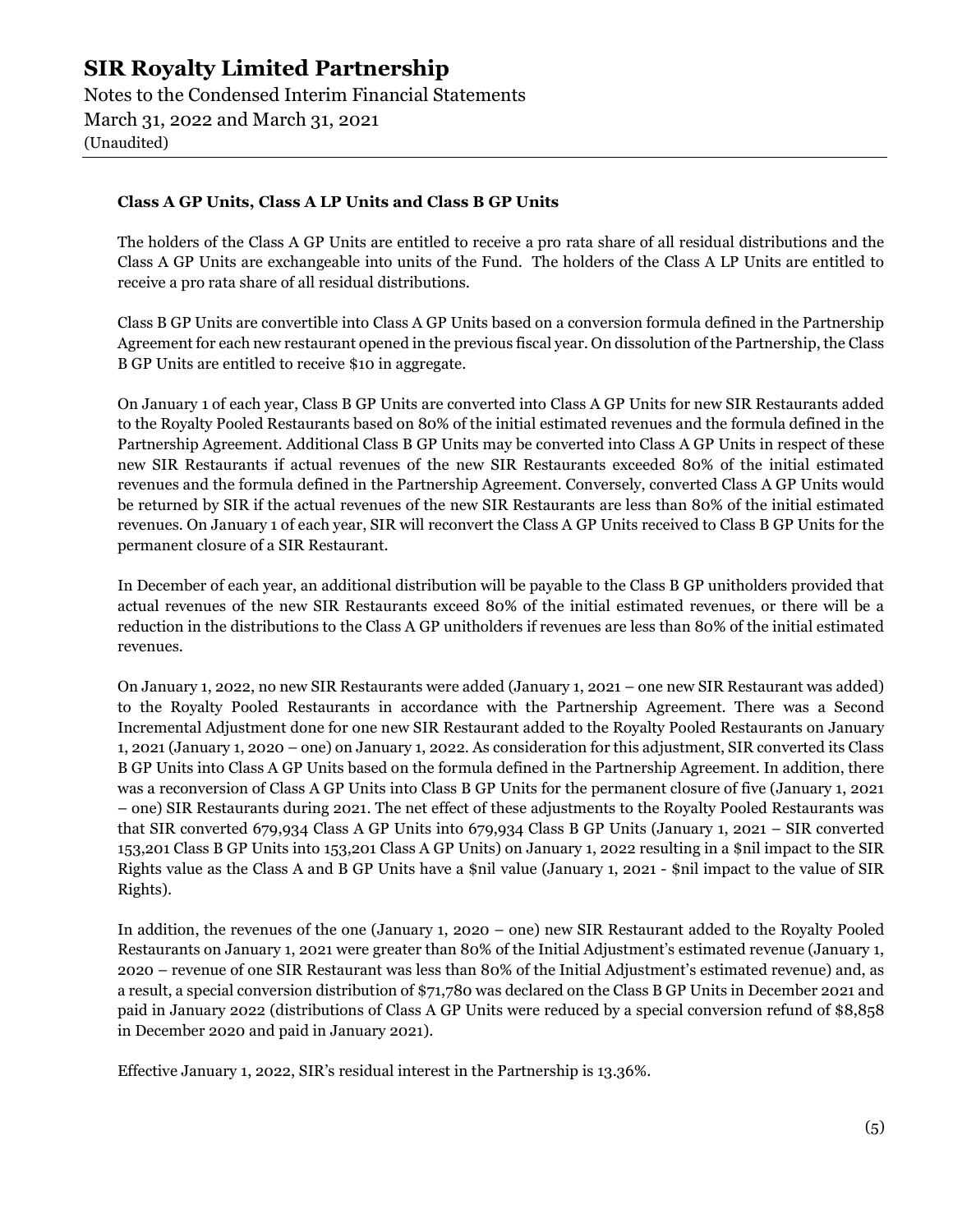**Class A GP Units, Class A LP Units and Class B GP Units**

The holders of the Class A GP Units are entitled to receive a pro rata share of all residual distributions and the Class A GP Units are exchangeable into units of the Fund. The holders of the Class A LP Units are entitled to receive a pro rata share of all residual distributions.

Class B GP Units are convertible into Class A GP Units based on a conversion formula defined in the Partnership Agreement for each new restaurant opened in the previous fiscal year. On dissolution of the Partnership, the Class B GP Units are entitled to receive $10 in aggregate.

On January 1 of each year, Class B GP Units are converted into Class A GP Units for new SIR Restaurants added to the Royalty Pooled Restaurants based on 80% of the initial estimated revenues and the formula defined in the Partnership Agreement. Additional Class B GP Units may be converted into Class A GP Units in respect of these new SIR Restaurants if actual revenues of the new SIR Restaurants exceeded 80% of the initial estimated revenues and the formula defined in the Partnership Agreement. Conversely, converted Class A GP Units would be returned by SIR if the actual revenues of the new SIR Restaurants are less than 80% of the initial estimated revenues. On January 1 of each year, SIR will reconvert the Class A GP Units received to Class B GP Units for the permanent closure of a SIR Restaurant.

In December of each year, an additional distribution will be payable to the Class B GP unitholders provided that actual revenues of the new SIR Restaurants exceed 80% of the initial estimated revenues, or there will be a reduction in the distributions to the Class A GP unitholders if revenues are less than 80% of the initial estimated revenues.

On January 1, 2022, no new SIR Restaurants were added (January 1, 2021 – one new SIR Restaurant was added) to the Royalty Pooled Restaurants in accordance with the Partnership Agreement. There was a Second Incremental Adjustment done for one new SIR Restaurant added to the Royalty Pooled Restaurants on January 1, 2021 (January 1, 2020 – one) on January 1, 2022. As consideration for this adjustment, SIR converted its Class B GP Units into Class A GP Units based on the formula defined in the Partnership Agreement. In addition, there was a reconversion of Class A GP Units into Class B GP Units for the permanent closure of five (January 1, 2021 – one) SIR Restaurants during 2021. The net effect of these adjustments to the Royalty Pooled Restaurants was that SIR converted 679,934 Class A GP Units into 679,934 Class B GP Units (January 1, 2021 – SIR converted 153,201 Class B GP Units into 153,201 Class A GP Units) on January 1, 2022 resulting in a $nil impact to the SIR Rights value as the Class A and B GP Units have a $nil value (January 1, 2021 - $nil impact to the value of SIR Rights).

In addition, the revenues of the one (January 1, 2020 – one) new SIR Restaurant added to the Royalty Pooled Restaurants on January 1, 2021 were greater than 80% of the Initial Adjustment's estimated revenue (January 1, 2020 – revenue of one SIR Restaurant was less than 80% of the Initial Adjustment's estimated revenue) and, as a result, a special conversion distribution of $71,780 was declared on the Class B GP Units in December 2021 and paid in January 2022 (distributions of Class A GP Units were reduced by a special conversion refund of $8,858 in December 2020 and paid in January 2021).

Effective January 1, 2022, SIR's residual interest in the Partnership is 13.36%.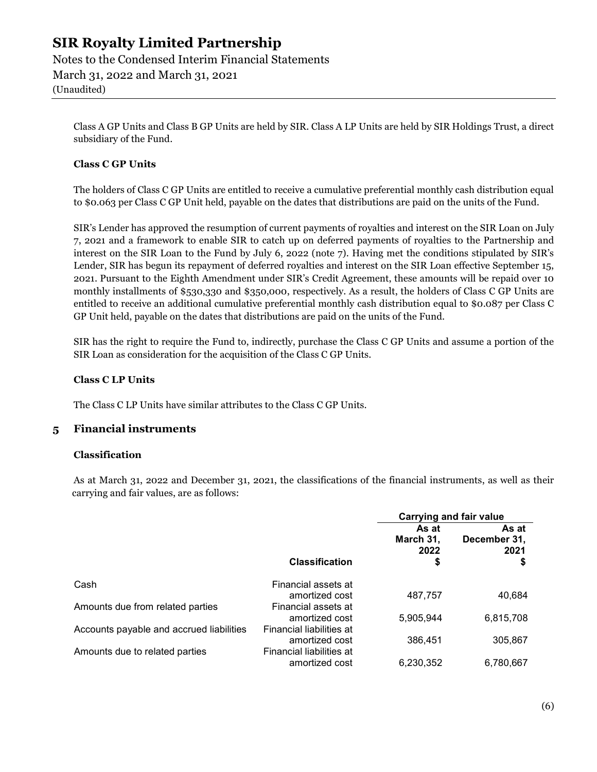Class A GP Units and Class B GP Units are held by SIR. Class A LP Units are held by SIR Holdings Trust, a direct subsidiary of the Fund.

**Class C GP Units**

The holders of Class C GP Units are entitled to receive a cumulative preferential monthly cash distribution equal to $0.063 per Class C GP Unit held, payable on the dates that distributions are paid on the units of the Fund.

SIR's Lender has approved the resumption of current payments of royalties and interest on the SIR Loan on July 7, 2021 and a framework to enable SIR to catch up on deferred payments of royalties to the Partnership and interest on the SIR Loan to the Fund by July 6, 2022 (note 7). Having met the conditions stipulated by SIR's Lender, SIR has begun its repayment of deferred royalties and interest on the SIR Loan effective September 15, 2021. Pursuant to the Eighth Amendment under SIR's Credit Agreement, these amounts will be repaid over 10 monthly installments of $530,330 and $350,000, respectively. As a result, the holders of Class C GP Units are entitled to receive an additional cumulative preferential monthly cash distribution equal to $0.087 per Class C GP Unit held, payable on the dates that distributions are paid on the units of the Fund.

SIR has the right to require the Fund to, indirectly, purchase the Class C GP Units and assume a portion of the SIR Loan as consideration for the acquisition of the Class C GP Units.

**Class C LP Units**

The Class C LP Units have similar attributes to the Class C GP Units.

## 5 Financial instruments

**Classification**

As at March 31, 2022 and December 31, 2021, the classifications of the financial instruments, as well as their carrying and fair values, are as follows:

| | | Carrying and fair value | |
|---|---|---|---|
| | **Classification** | **As at March 31, 2022 $** | **As at December 31, 2021 $** |
| Cash | Financial assets at amortized cost | 487,757 | 40,684 |
| Amounts due from related parties | Financial assets at amortized cost | 5,905,944 | 6,815,708 |
| Accounts payable and accrued liabilities | Financial liabilities at amortized cost | 386,451 | 305,867 |
| Amounts due to related parties | Financial liabilities at amortized cost | 6,230,352 | 6,780,667 |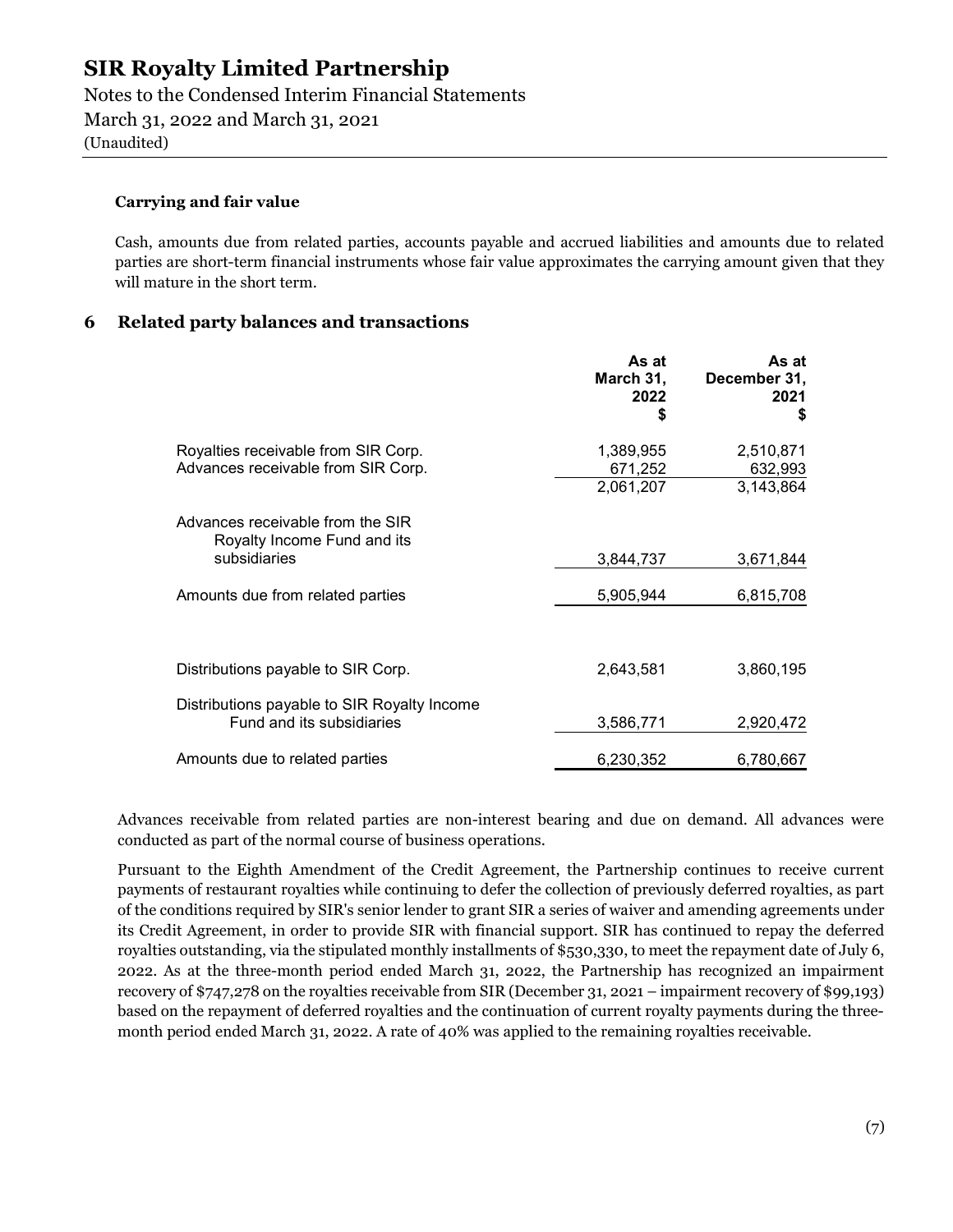### Carrying and fair value

Cash, amounts due from related parties, accounts payable and accrued liabilities and amounts due to related parties are short-term financial instruments whose fair value approximates the carrying amount given that they will mature in the short term.

## 6 Related party balances and transactions

| | As at March 31, 2022 $ | As at December 31, 2021 $ |
|---|---|---|
| Royalties receivable from SIR Corp. | 1,389,955 | 2,510,871 |
| Advances receivable from SIR Corp. | 671,252 | 632,993 |
| | 2,061,207 | 3,143,864 |
| Advances receivable from the SIR Royalty Income Fund and its subsidiaries | 3,844,737 | 3,671,844 |
| Amounts due from related parties | 5,905,944 | 6,815,708 |
| | | |
| Distributions payable to SIR Corp. | 2,643,581 | 3,860,195 |
| Distributions payable to SIR Royalty Income Fund and its subsidiaries | 3,586,771 | 2,920,472 |
| Amounts due to related parties | 6,230,352 | 6,780,667 |

Advances receivable from related parties are non-interest bearing and due on demand. All advances were conducted as part of the normal course of business operations.

Pursuant to the Eighth Amendment of the Credit Agreement, the Partnership continues to receive current payments of restaurant royalties while continuing to defer the collection of previously deferred royalties, as part of the conditions required by SIR's senior lender to grant SIR a series of waiver and amending agreements under its Credit Agreement, in order to provide SIR with financial support. SIR has continued to repay the deferred royalties outstanding, via the stipulated monthly installments of $530,330, to meet the repayment date of July 6, 2022. As at the three-month period ended March 31, 2022, the Partnership has recognized an impairment recovery of $747,278 on the royalties receivable from SIR (December 31, 2021 – impairment recovery of $99,193) based on the repayment of deferred royalties and the continuation of current royalty payments during the three-month period ended March 31, 2022. A rate of 40% was applied to the remaining royalties receivable.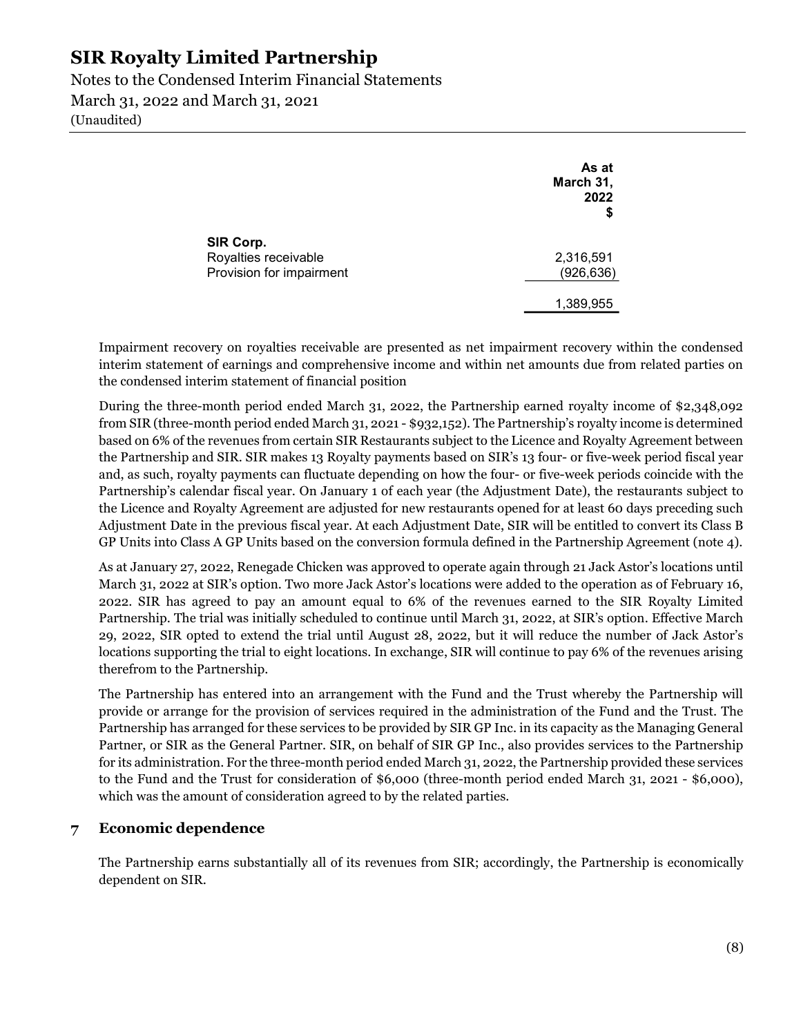|  | As at March 31, 2022 $ |
| --- | --- |
| **SIR Corp.** |  |
| Royalties receivable | 2,316,591 |
| Provision for impairment | (926,636) |
|  | 1,389,955 |

Impairment recovery on royalties receivable are presented as net impairment recovery within the condensed interim statement of earnings and comprehensive income and within net amounts due from related parties on the condensed interim statement of financial position

During the three-month period ended March 31, 2022, the Partnership earned royalty income of $2,348,092 from SIR (three-month period ended March 31, 2021 - $932,152). The Partnership's royalty income is determined based on 6% of the revenues from certain SIR Restaurants subject to the Licence and Royalty Agreement between the Partnership and SIR. SIR makes 13 Royalty payments based on SIR's 13 four- or five-week period fiscal year and, as such, royalty payments can fluctuate depending on how the four- or five-week periods coincide with the Partnership's calendar fiscal year. On January 1 of each year (the Adjustment Date), the restaurants subject to the Licence and Royalty Agreement are adjusted for new restaurants opened for at least 60 days preceding such Adjustment Date in the previous fiscal year. At each Adjustment Date, SIR will be entitled to convert its Class B GP Units into Class A GP Units based on the conversion formula defined in the Partnership Agreement (note 4).

As at January 27, 2022, Renegade Chicken was approved to operate again through 21 Jack Astor's locations until March 31, 2022 at SIR's option. Two more Jack Astor's locations were added to the operation as of February 16, 2022. SIR has agreed to pay an amount equal to 6% of the revenues earned to the SIR Royalty Limited Partnership. The trial was initially scheduled to continue until March 31, 2022, at SIR's option. Effective March 29, 2022, SIR opted to extend the trial until August 28, 2022, but it will reduce the number of Jack Astor's locations supporting the trial to eight locations. In exchange, SIR will continue to pay 6% of the revenues arising therefrom to the Partnership.

The Partnership has entered into an arrangement with the Fund and the Trust whereby the Partnership will provide or arrange for the provision of services required in the administration of the Fund and the Trust. The Partnership has arranged for these services to be provided by SIR GP Inc. in its capacity as the Managing General Partner, or SIR as the General Partner. SIR, on behalf of SIR GP Inc., also provides services to the Partnership for its administration. For the three-month period ended March 31, 2022, the Partnership provided these services to the Fund and the Trust for consideration of $6,000 (three-month period ended March 31, 2021 - $6,000), which was the amount of consideration agreed to by the related parties.

## 7 Economic dependence

The Partnership earns substantially all of its revenues from SIR; accordingly, the Partnership is economically dependent on SIR.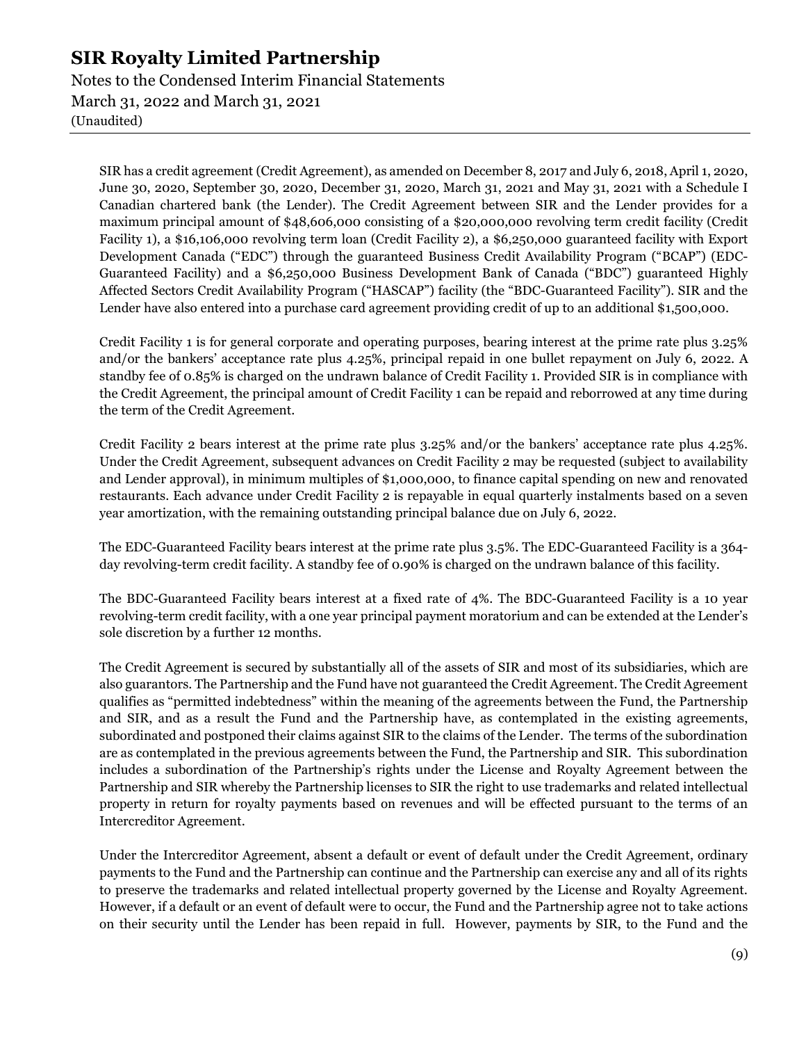SIR has a credit agreement (Credit Agreement), as amended on December 8, 2017 and July 6, 2018, April 1, 2020, June 30, 2020, September 30, 2020, December 31, 2020, March 31, 2021 and May 31, 2021 with a Schedule I Canadian chartered bank (the Lender). The Credit Agreement between SIR and the Lender provides for a maximum principal amount of $48,606,000 consisting of a $20,000,000 revolving term credit facility (Credit Facility 1), a $16,106,000 revolving term loan (Credit Facility 2), a $6,250,000 guaranteed facility with Export Development Canada ("EDC") through the guaranteed Business Credit Availability Program ("BCAP") (EDC-Guaranteed Facility) and a $6,250,000 Business Development Bank of Canada ("BDC") guaranteed Highly Affected Sectors Credit Availability Program ("HASCAP") facility (the "BDC-Guaranteed Facility"). SIR and the Lender have also entered into a purchase card agreement providing credit of up to an additional $1,500,000.

Credit Facility 1 is for general corporate and operating purposes, bearing interest at the prime rate plus 3.25% and/or the bankers' acceptance rate plus 4.25%, principal repaid in one bullet repayment on July 6, 2022. A standby fee of 0.85% is charged on the undrawn balance of Credit Facility 1. Provided SIR is in compliance with the Credit Agreement, the principal amount of Credit Facility 1 can be repaid and reborrowed at any time during the term of the Credit Agreement.

Credit Facility 2 bears interest at the prime rate plus 3.25% and/or the bankers' acceptance rate plus 4.25%. Under the Credit Agreement, subsequent advances on Credit Facility 2 may be requested (subject to availability and Lender approval), in minimum multiples of $1,000,000, to finance capital spending on new and renovated restaurants. Each advance under Credit Facility 2 is repayable in equal quarterly instalments based on a seven year amortization, with the remaining outstanding principal balance due on July 6, 2022.

The EDC-Guaranteed Facility bears interest at the prime rate plus 3.5%. The EDC-Guaranteed Facility is a 364-day revolving-term credit facility. A standby fee of 0.90% is charged on the undrawn balance of this facility.

The BDC-Guaranteed Facility bears interest at a fixed rate of 4%. The BDC-Guaranteed Facility is a 10 year revolving-term credit facility, with a one year principal payment moratorium and can be extended at the Lender's sole discretion by a further 12 months.

The Credit Agreement is secured by substantially all of the assets of SIR and most of its subsidiaries, which are also guarantors. The Partnership and the Fund have not guaranteed the Credit Agreement. The Credit Agreement qualifies as "permitted indebtedness" within the meaning of the agreements between the Fund, the Partnership and SIR, and as a result the Fund and the Partnership have, as contemplated in the existing agreements, subordinated and postponed their claims against SIR to the claims of the Lender. The terms of the subordination are as contemplated in the previous agreements between the Fund, the Partnership and SIR. This subordination includes a subordination of the Partnership's rights under the License and Royalty Agreement between the Partnership and SIR whereby the Partnership licenses to SIR the right to use trademarks and related intellectual property in return for royalty payments based on revenues and will be effected pursuant to the terms of an Intercreditor Agreement.

Under the Intercreditor Agreement, absent a default or event of default under the Credit Agreement, ordinary payments to the Fund and the Partnership can continue and the Partnership can exercise any and all of its rights to preserve the trademarks and related intellectual property governed by the License and Royalty Agreement. However, if a default or an event of default were to occur, the Fund and the Partnership agree not to take actions on their security until the Lender has been repaid in full. However, payments by SIR, to the Fund and the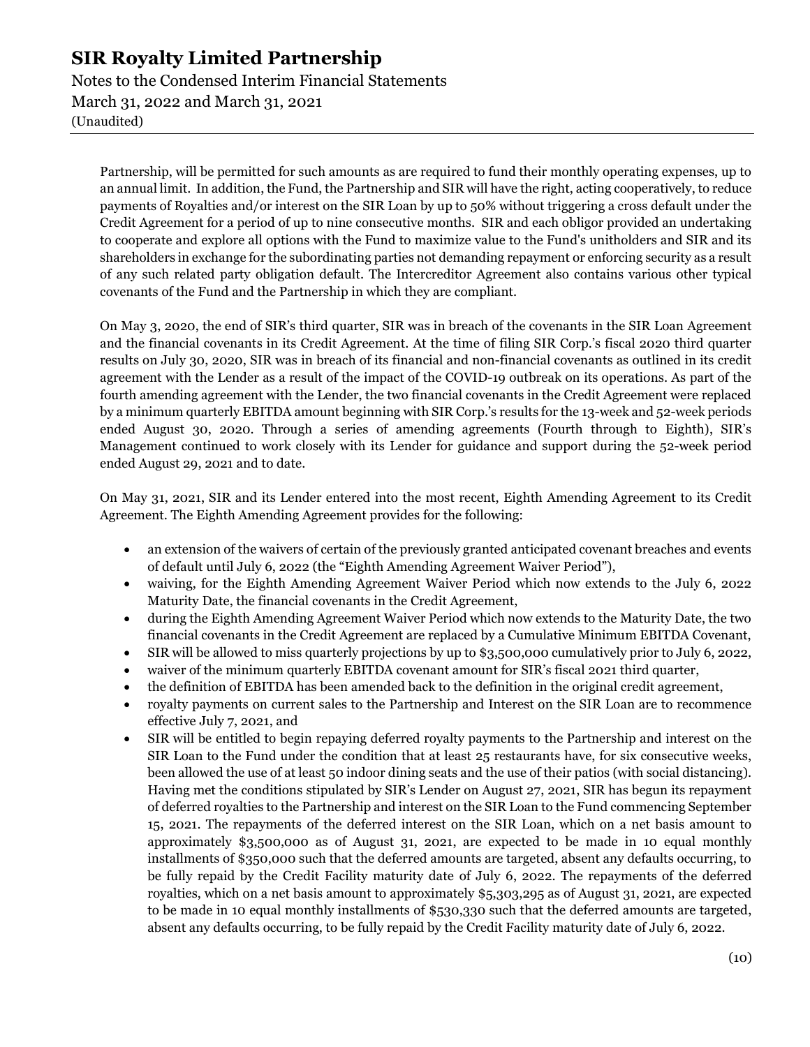Partnership, will be permitted for such amounts as are required to fund their monthly operating expenses, up to an annual limit. In addition, the Fund, the Partnership and SIR will have the right, acting cooperatively, to reduce payments of Royalties and/or interest on the SIR Loan by up to 50% without triggering a cross default under the Credit Agreement for a period of up to nine consecutive months. SIR and each obligor provided an undertaking to cooperate and explore all options with the Fund to maximize value to the Fund's unitholders and SIR and its shareholders in exchange for the subordinating parties not demanding repayment or enforcing security as a result of any such related party obligation default. The Intercreditor Agreement also contains various other typical covenants of the Fund and the Partnership in which they are compliant.

On May 3, 2020, the end of SIR's third quarter, SIR was in breach of the covenants in the SIR Loan Agreement and the financial covenants in its Credit Agreement. At the time of filing SIR Corp.'s fiscal 2020 third quarter results on July 30, 2020, SIR was in breach of its financial and non-financial covenants as outlined in its credit agreement with the Lender as a result of the impact of the COVID-19 outbreak on its operations. As part of the fourth amending agreement with the Lender, the two financial covenants in the Credit Agreement were replaced by a minimum quarterly EBITDA amount beginning with SIR Corp.'s results for the 13-week and 52-week periods ended August 30, 2020. Through a series of amending agreements (Fourth through to Eighth), SIR's Management continued to work closely with its Lender for guidance and support during the 52-week period ended August 29, 2021 and to date.

On May 31, 2021, SIR and its Lender entered into the most recent, Eighth Amending Agreement to its Credit Agreement. The Eighth Amending Agreement provides for the following:

- an extension of the waivers of certain of the previously granted anticipated covenant breaches and events of default until July 6, 2022 (the "Eighth Amending Agreement Waiver Period"),
- waiving, for the Eighth Amending Agreement Waiver Period which now extends to the July 6, 2022 Maturity Date, the financial covenants in the Credit Agreement,
- during the Eighth Amending Agreement Waiver Period which now extends to the Maturity Date, the two financial covenants in the Credit Agreement are replaced by a Cumulative Minimum EBITDA Covenant,
- SIR will be allowed to miss quarterly projections by up to $3,500,000 cumulatively prior to July 6, 2022,
- waiver of the minimum quarterly EBITDA covenant amount for SIR's fiscal 2021 third quarter,
- the definition of EBITDA has been amended back to the definition in the original credit agreement,
- royalty payments on current sales to the Partnership and Interest on the SIR Loan are to recommence effective July 7, 2021, and
- SIR will be entitled to begin repaying deferred royalty payments to the Partnership and interest on the SIR Loan to the Fund under the condition that at least 25 restaurants have, for six consecutive weeks, been allowed the use of at least 50 indoor dining seats and the use of their patios (with social distancing). Having met the conditions stipulated by SIR's Lender on August 27, 2021, SIR has begun its repayment of deferred royalties to the Partnership and interest on the SIR Loan to the Fund commencing September 15, 2021. The repayments of the deferred interest on the SIR Loan, which on a net basis amount to approximately $3,500,000 as of August 31, 2021, are expected to be made in 10 equal monthly installments of $350,000 such that the deferred amounts are targeted, absent any defaults occurring, to be fully repaid by the Credit Facility maturity date of July 6, 2022. The repayments of the deferred royalties, which on a net basis amount to approximately $5,303,295 as of August 31, 2021, are expected to be made in 10 equal monthly installments of $530,330 such that the deferred amounts are targeted, absent any defaults occurring, to be fully repaid by the Credit Facility maturity date of July 6, 2022.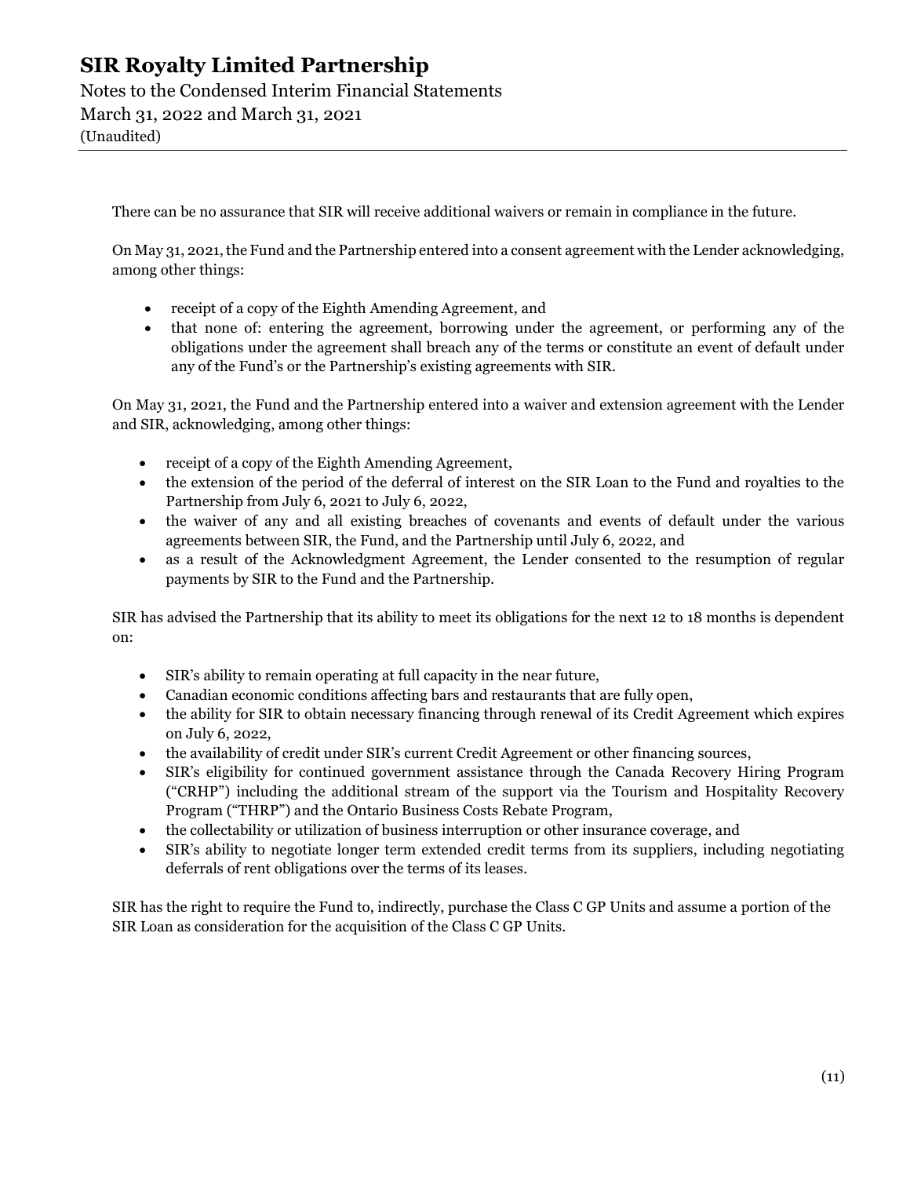There can be no assurance that SIR will receive additional waivers or remain in compliance in the future.

On May 31, 2021, the Fund and the Partnership entered into a consent agreement with the Lender acknowledging, among other things:

- receipt of a copy of the Eighth Amending Agreement, and
- that none of: entering the agreement, borrowing under the agreement, or performing any of the obligations under the agreement shall breach any of the terms or constitute an event of default under any of the Fund's or the Partnership's existing agreements with SIR.

On May 31, 2021, the Fund and the Partnership entered into a waiver and extension agreement with the Lender and SIR, acknowledging, among other things:

- receipt of a copy of the Eighth Amending Agreement,
- the extension of the period of the deferral of interest on the SIR Loan to the Fund and royalties to the Partnership from July 6, 2021 to July 6, 2022,
- the waiver of any and all existing breaches of covenants and events of default under the various agreements between SIR, the Fund, and the Partnership until July 6, 2022, and
- as a result of the Acknowledgment Agreement, the Lender consented to the resumption of regular payments by SIR to the Fund and the Partnership.

SIR has advised the Partnership that its ability to meet its obligations for the next 12 to 18 months is dependent on:

- SIR's ability to remain operating at full capacity in the near future,
- Canadian economic conditions affecting bars and restaurants that are fully open,
- the ability for SIR to obtain necessary financing through renewal of its Credit Agreement which expires on July 6, 2022,
- the availability of credit under SIR's current Credit Agreement or other financing sources,
- SIR's eligibility for continued government assistance through the Canada Recovery Hiring Program ("CRHP") including the additional stream of the support via the Tourism and Hospitality Recovery Program ("THRP") and the Ontario Business Costs Rebate Program,
- the collectability or utilization of business interruption or other insurance coverage, and
- SIR's ability to negotiate longer term extended credit terms from its suppliers, including negotiating deferrals of rent obligations over the terms of its leases.

SIR has the right to require the Fund to, indirectly, purchase the Class C GP Units and assume a portion of the SIR Loan as consideration for the acquisition of the Class C GP Units.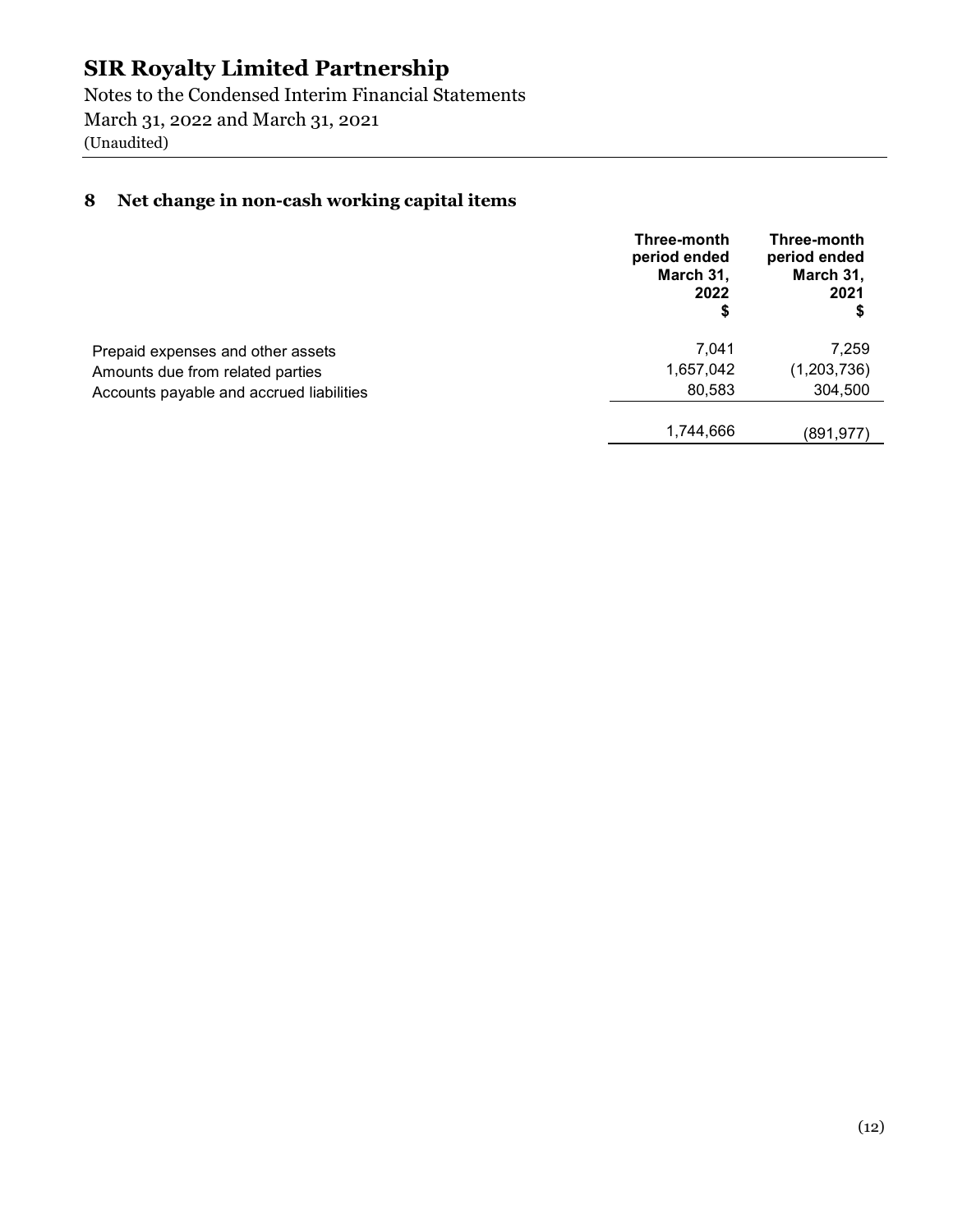# SIR Royalty Limited Partnership

Notes to the Condensed Interim Financial Statements
March 31, 2022 and March 31, 2021
(Unaudited)

## 8 Net change in non-cash working capital items

| | Three-month period ended March 31, 2022 $ | Three-month period ended March 31, 2021 $ |
|---|---|---|
| Prepaid expenses and other assets | 7,041 | 7,259 |
| Amounts due from related parties | 1,657,042 | (1,203,736) |
| Accounts payable and accrued liabilities | 80,583 | 304,500 |
| | 1,744,666 | (891,977) |